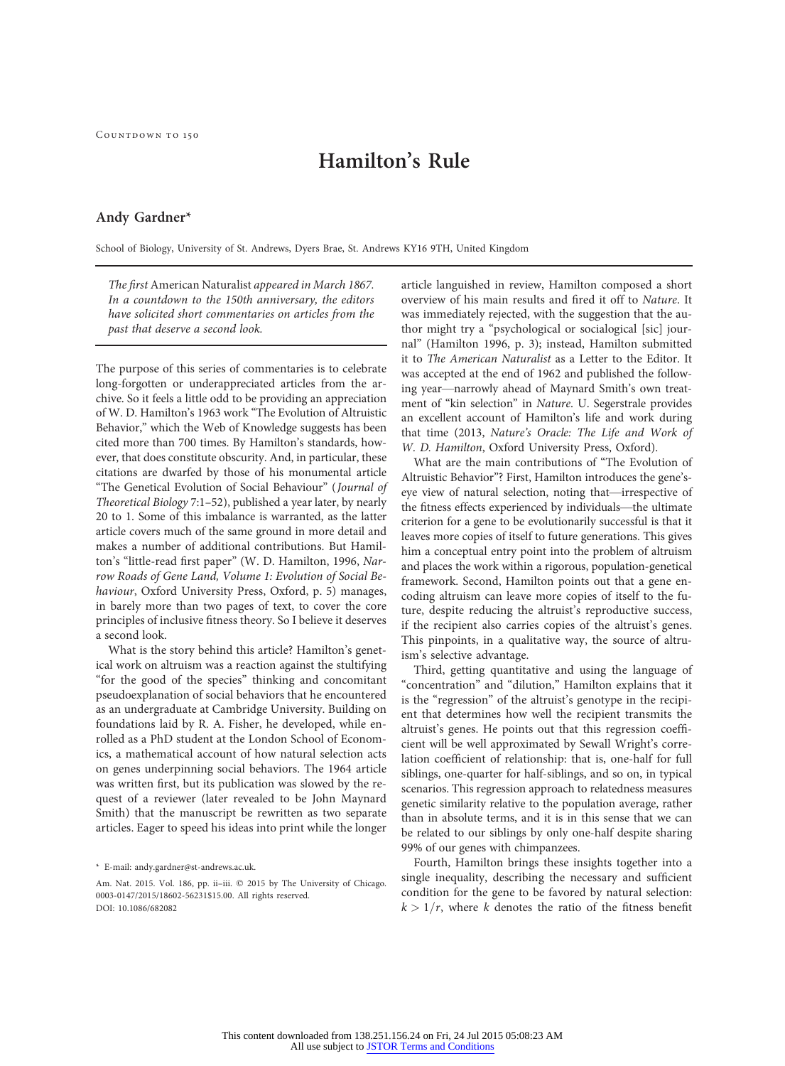Countdown to 150

# Hamilton's Rule

## Andy Gardner*

School of Biology, University of St. Andrews, Dyers Brae, St. Andrews KY16 9TH, United Kingdom

*The first* American Naturalist *appeared in March 1867. In a countdown to the 150th anniversary, the editors have solicited short commentaries on articles from the past that deserve a second look.*

The purpose of this series of commentaries is to celebrate long-forgotten or underappreciated articles from the archive. So it feels a little odd to be providing an appreciation of W. D. Hamilton's 1963 work "The Evolution of Altruistic Behavior," which the Web of Knowledge suggests has been cited more than 700 times. By Hamilton's standards, however, that does constitute obscurity. And, in particular, these citations are dwarfed by those of his monumental article "The Genetical Evolution of Social Behaviour" (*Journal of Theoretical Biology* 7:1–52), published a year later, by nearly 20 to 1. Some of this imbalance is warranted, as the latter article covers much of the same ground in more detail and makes a number of additional contributions. But Hamilton's "little-read first paper" (W. D. Hamilton, 1996, *Narrow Roads of Gene Land, Volume 1: Evolution of Social Behaviour*, Oxford University Press, Oxford, p. 5) manages, in barely more than two pages of text, to cover the core principles of inclusive fitness theory. So I believe it deserves a second look.

What is the story behind this article? Hamilton's genetical work on altruism was a reaction against the stultifying "for the good of the species" thinking and concomitant pseudoexplanation of social behaviors that he encountered as an undergraduate at Cambridge University. Building on foundations laid by R. A. Fisher, he developed, while enrolled as a PhD student at the London School of Economics, a mathematical account of how natural selection acts on genes underpinning social behaviors. The 1964 article was written first, but its publication was slowed by the request of a reviewer (later revealed to be John Maynard Smith) that the manuscript be rewritten as two separate articles. Eager to speed his ideas into print while the longer article languished in review, Hamilton composed a short overview of his main results and fired it off to *Nature*. It was immediately rejected, with the suggestion that the author might try a "psychological or socialogical [sic] journal" (Hamilton 1996, p. 3); instead, Hamilton submitted it to *The American Naturalist* as a Letter to the Editor. It was accepted at the end of 1962 and published the following year—narrowly ahead of Maynard Smith's own treatment of "kin selection" in *Nature*. U. Segerstrale provides an excellent account of Hamilton's life and work during that time (2013, *Nature's Oracle: The Life and Work of W. D. Hamilton*, Oxford University Press, Oxford).

What are the main contributions of "The Evolution of Altruistic Behavior"? First, Hamilton introduces the gene's-eye view of natural selection, noting that—irrespective of the fitness effects experienced by individuals—the ultimate criterion for a gene to be evolutionarily successful is that it leaves more copies of itself to future generations. This gives him a conceptual entry point into the problem of altruism and places the work within a rigorous, population-genetical framework. Second, Hamilton points out that a gene encoding altruism can leave more copies of itself to the future, despite reducing the altruist's reproductive success, if the recipient also carries copies of the altruist's genes. This pinpoints, in a qualitative way, the source of altruism's selective advantage.

Third, getting quantitative and using the language of "concentration" and "dilution," Hamilton explains that it is the "regression" of the altruist's genotype in the recipient that determines how well the recipient transmits the altruist's genes. He points out that this regression coefficient will be well approximated by Sewall Wright's correlation coefficient of relationship: that is, one-half for full siblings, one-quarter for half-siblings, and so on, in typical scenarios. This regression approach to relatedness measures genetic similarity relative to the population average, rather than in absolute terms, and it is in this sense that we can be related to our siblings by only one-half despite sharing 99% of our genes with chimpanzees.

Fourth, Hamilton brings these insights together into a single inequality, describing the necessary and sufficient condition for the gene to be favored by natural selection: $k > 1/r$, where $k$ denotes the ratio of the fitness benefit

\* E-mail: andy.gardner@st-andrews.ac.uk.

Am. Nat. 2015. Vol. 186, pp. ii–iii. © 2015 by The University of Chicago. 0003-0147/2015/18602-56231$15.00. All rights reserved.
DOI: 10.1086/682082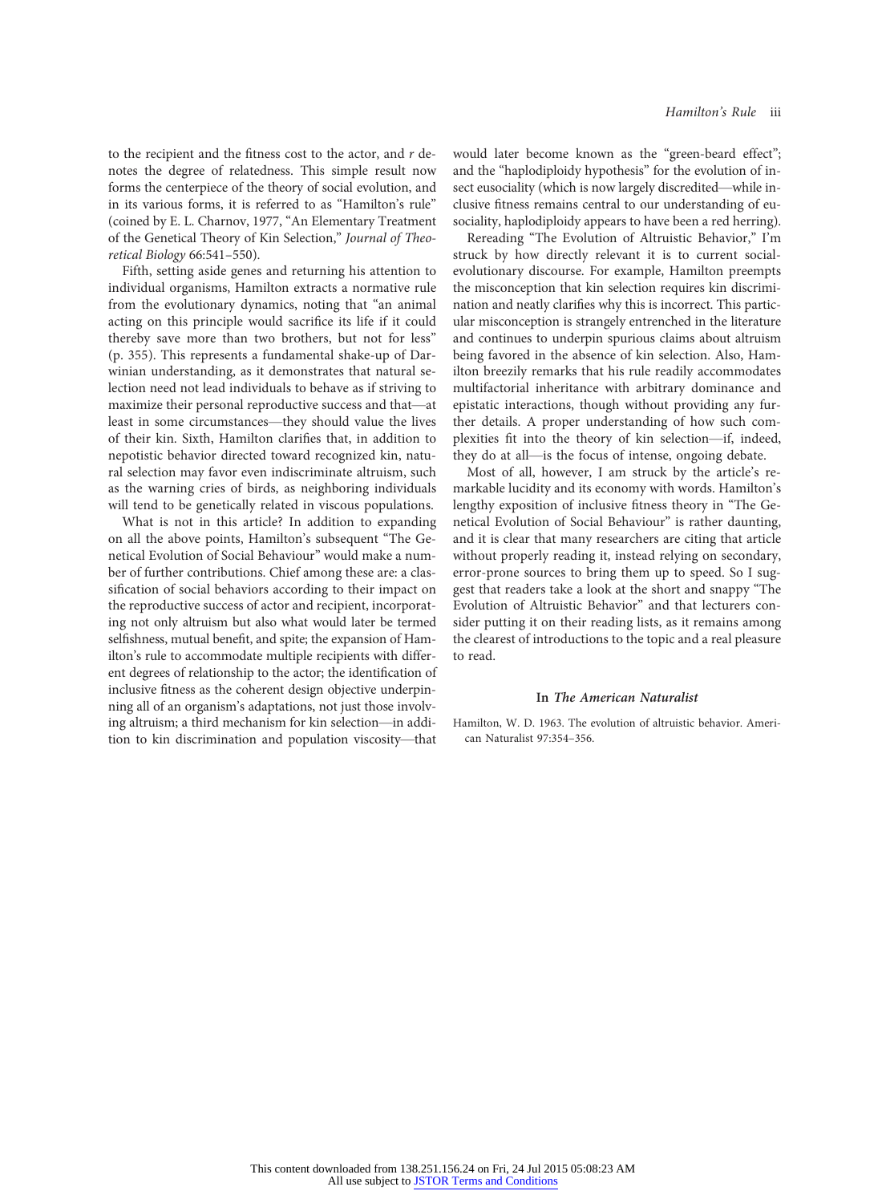to the recipient and the fitness cost to the actor, and $r$ denotes the degree of relatedness. This simple result now forms the centerpiece of the theory of social evolution, and in its various forms, it is referred to as "Hamilton's rule" (coined by E. L. Charnov, 1977, "An Elementary Treatment of the Genetical Theory of Kin Selection," *Journal of Theoretical Biology* 66:541–550).

Fifth, setting aside genes and returning his attention to individual organisms, Hamilton extracts a normative rule from the evolutionary dynamics, noting that "an animal acting on this principle would sacrifice its life if it could thereby save more than two brothers, but not for less" (p. 355). This represents a fundamental shake-up of Darwinian understanding, as it demonstrates that natural selection need not lead individuals to behave as if striving to maximize their personal reproductive success and that—at least in some circumstances—they should value the lives of their kin. Sixth, Hamilton clarifies that, in addition to nepotistic behavior directed toward recognized kin, natural selection may favor even indiscriminate altruism, such as the warning cries of birds, as neighboring individuals will tend to be genetically related in viscous populations.

What is not in this article? In addition to expanding on all the above points, Hamilton's subsequent "The Genetical Evolution of Social Behaviour" would make a number of further contributions. Chief among these are: a classification of social behaviors according to their impact on the reproductive success of actor and recipient, incorporating not only altruism but also what would later be termed selfishness, mutual benefit, and spite; the expansion of Hamilton's rule to accommodate multiple recipients with different degrees of relationship to the actor; the identification of inclusive fitness as the coherent design objective underpinning all of an organism's adaptations, not just those involving altruism; a third mechanism for kin selection—in addition to kin discrimination and population viscosity—that would later become known as the "green-beard effect"; and the "haplodiploidy hypothesis" for the evolution of insect eusociality (which is now largely discredited—while inclusive fitness remains central to our understanding of eusociality, haplodiploidy appears to have been a red herring).

Rereading "The Evolution of Altruistic Behavior," I'm struck by how directly relevant it is to current social-evolutionary discourse. For example, Hamilton preempts the misconception that kin selection requires kin discrimination and neatly clarifies why this is incorrect. This particular misconception is strangely entrenched in the literature and continues to underpin spurious claims about altruism being favored in the absence of kin selection. Also, Hamilton breezily remarks that his rule readily accommodates multifactorial inheritance with arbitrary dominance and epistatic interactions, though without providing any further details. A proper understanding of how such complexities fit into the theory of kin selection—if, indeed, they do at all—is the focus of intense, ongoing debate.

Most of all, however, I am struck by the article's remarkable lucidity and its economy with words. Hamilton's lengthy exposition of inclusive fitness theory in "The Genetical Evolution of Social Behaviour" is rather daunting, and it is clear that many researchers are citing that article without properly reading it, instead relying on secondary, error-prone sources to bring them up to speed. So I suggest that readers take a look at the short and snappy "The Evolution of Altruistic Behavior" and that lecturers consider putting it on their reading lists, as it remains among the clearest of introductions to the topic and a real pleasure to read.

#### In *The American Naturalist*

Hamilton, W. D. 1963. The evolution of altruistic behavior. American Naturalist 97:354–356.